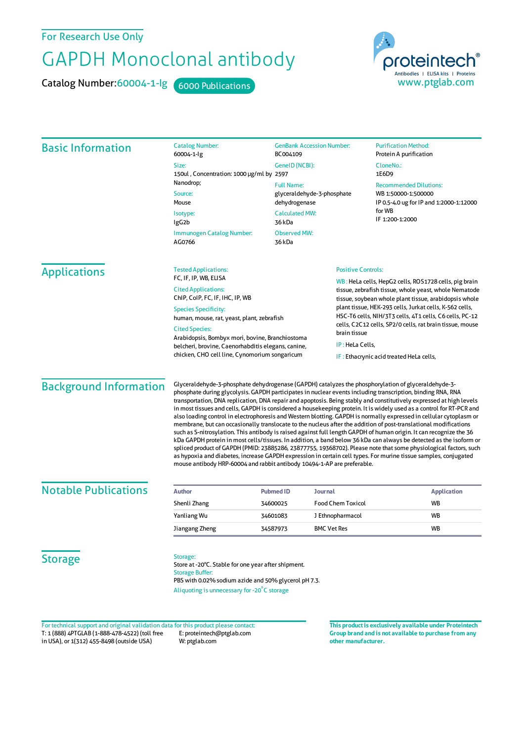For Research Use Only

# GAPDH Monoclonal antibody

**Catalog Number:** 60004-1-Ig &nbsp; 6000 Publications

proteintech® Antibodies | ELISA kits | Proteins
www.ptglab.com

## Basic Information

**Catalog Number:**
60004-1-Ig

**Size:**
150ul , Concentration: 1000 μg/ml by Nanodrop;

**Source:**
Mouse

**Isotype:**
IgG2b

**Immunogen Catalog Number:**
AG0766

**GenBank Accession Number:**
BC004109

**GeneID (NCBI):**
2597

**Full Name:**
glyceraldehyde-3-phosphate dehydrogenase

**Calculated MW:**
36 kDa

**Observed MW:**
36 kDa

**Purification Method:**
Protein A purification

**CloneNo.:**
1E6D9

**Recommended Dilutions:**
WB 1:50000-1:500000
IP 0.5-4.0 ug for IP and 1:2000-1:12000 for WB
IF 1:200-1:2000

## Applications

**Tested Applications:**
FC, IF, IP, WB, ELISA

**Cited Applications:**
ChIP, CoIP, FC, IF, IHC, IP, WB

**Species Specificity:**
human, mouse, rat, yeast, plant, zebrafish

**Cited Species:**
Arabidopsis, Bombyx mori, bovine, Branchiostoma belcheri, brovine, Caenorhabditis elegans, canine, chicken, CHO cell line, Cynomorium songaricum

**Positive Controls:**

WB : HeLa cells, HepG2 cells, ROS1728 cells, pig brain tissue, zebrafish tissue, whole yeast, whole Nematode tissue, soybean whole plant tissue, arabidopsis whole plant tissue, HEK-293 cells, Jurkat cells, K-562 cells, HSC-T6 cells, NIH/3T3 cells, 4T1 cells, C6 cells, PC-12 cells, C2C12 cells, SP2/0 cells, rat brain tissue, mouse brain tissue

IP : HeLa Cells,

IF : Ethacrynic acid treated HeLa cells,

## Background Information

Glyceraldehyde-3-phosphate dehydrogenase (GAPDH) catalyzes the phosphorylation of glyceraldehyde-3-phosphate during glycolysis. GAPDH participates in nuclear events including transcription, binding RNA, RNA transportation, DNA replication, DNA repair and apoptosis. Being stably and constitutively expressed at high levels in most tissues and cells, GAPDH is considered a housekeeping protein. It is widely used as a control for RT-PCR and also loading control in electrophoresis and Western blotting. GAPDH is normally expressed in cellular cytoplasm or membrane, but can occasionally translocate to the nucleus after the addition of post-translational modifications such as S-nitrosylation. This antibody is raised against full length GAPDH of human origin. It can recognize the 36 kDa GAPDH protein in most cells/tissues. In addition, a band below 36 kDa can always be detected as the isoform or spliced product of GAPDH (PMID: 23885286, 23877755, 19368702). Please note that some physiological factors, such as hypoxia and diabetes, increase GAPDH expression in certain cell types. For murine tissue samples, conjugated mouse antibody HRP-60004 and rabbit antibody 10494-1-AP are preferable.

## Notable Publications

| Author | Pubmed ID | Journal | Application |
|---|---|---|---|
| Shenli Zhang | 34600025 | Food Chem Toxicol | WB |
| Yanliang Wu | 34601083 | J Ethnopharmacol | WB |
| Jiangang Zheng | 34587973 | BMC Vet Res | WB |

## Storage

**Storage:**
Store at -20°C. Stable for one year after shipment.

**Storage Buffer:**
PBS with 0.02% sodium azide and 50% glycerol pH 7.3.

Aliquoting is unnecessary for -20°C storage

For technical support and original validation data for this product please contact:
T: 1 (888) 4PTGLAB (1-888-478-4522) (toll free in USA), or 1(312) 455-8498 (outside USA)
E: proteintech@ptglab.com
W: ptglab.com

**This product is exclusively available under Proteintech Group brand and is not available to purchase from any other manufacturer.**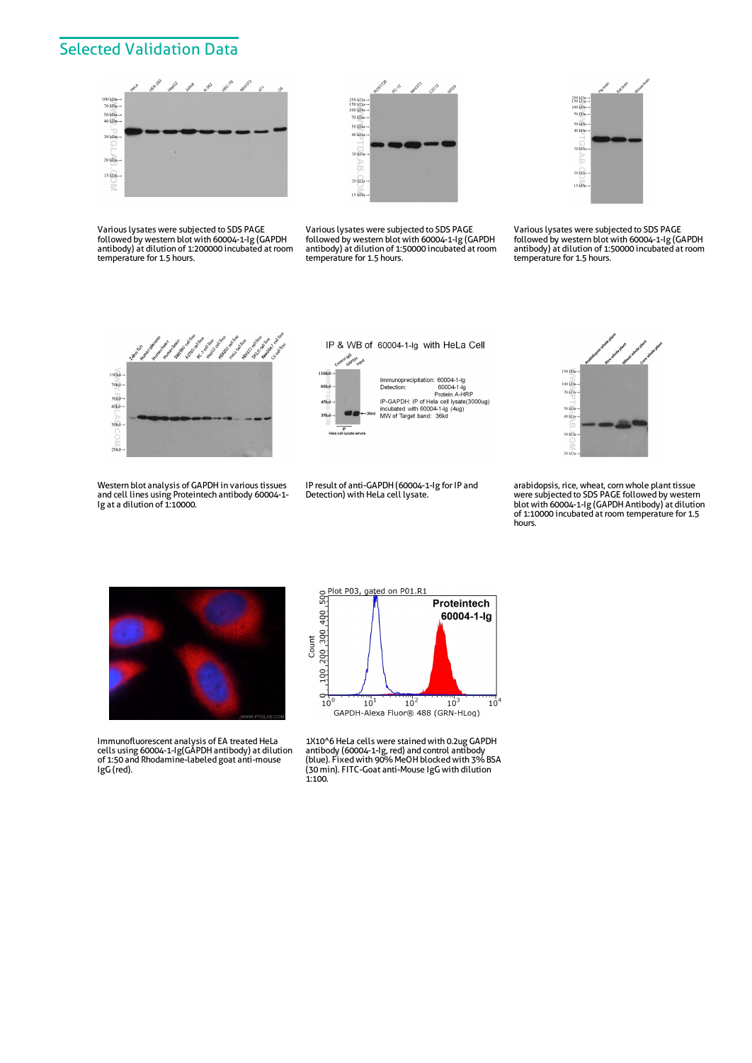## Selected Validation Data

Various lysates were subjected to SDS PAGE followed by western blot with 60004-1-Ig (GAPDH antibody) at dilution of 1:200000 incubated at room temperature for 1.5 hours.

Various lysates were subjected to SDS PAGE followed by western blot with 60004-1-Ig (GAPDH antibody) at dilution of 1:50000 incubated at room temperature for 1.5 hours.

Various lysates were subjected to SDS PAGE followed by western blot with 60004-1-Ig (GAPDH antibody) at dilution of 1:50000 incubated at room temperature for 1.5 hours.

Western blot analysis of GAPDH in various tissues and cell lines using Proteintech antibody 60004-1-Ig at a dilution of 1:10000.

IP & WB of 60004-1-Ig with HeLa Cell

Immunoprecipitation: 60004-1-Ig
Detection: 60004-1-Ig
Protein A-HRP
IP-GAPDH: IP of Hela cell lysate(3000ug) incubated with 60004-1-Ig (4ug)
MW of Target band: 36kd

IP result of anti-GAPDH (60004-1-Ig for IP and Detection) with HeLa cell lysate.

arabidopsis, rice, wheat, corn whole plant tissue were subjected to SDS PAGE followed by western blot with 60004-1-Ig (GAPDH Antibody) at dilution of 1:10000 incubated at room temperature for 1.5 hours.

Immunofluorescent analysis of EA treated HeLa cells using 60004-1-Ig(GAPDH antibody) at dilution of 1:50 and Rhodamine-labeled goat anti-mouse IgG (red).

Plot P03, gated on P01.R1

Proteintech
60004-1-Ig

Count

GAPDH-Alexa Fluor® 488 (GRN-HLog)

1X10^6 HeLa cells were stained with 0.2ug GAPDH antibody (60004-1-Ig, red) and control antibody (blue). Fixed with 90% MeOH blocked with 3% BSA (30 min). FITC-Goat anti-Mouse IgG with dilution 1:100.